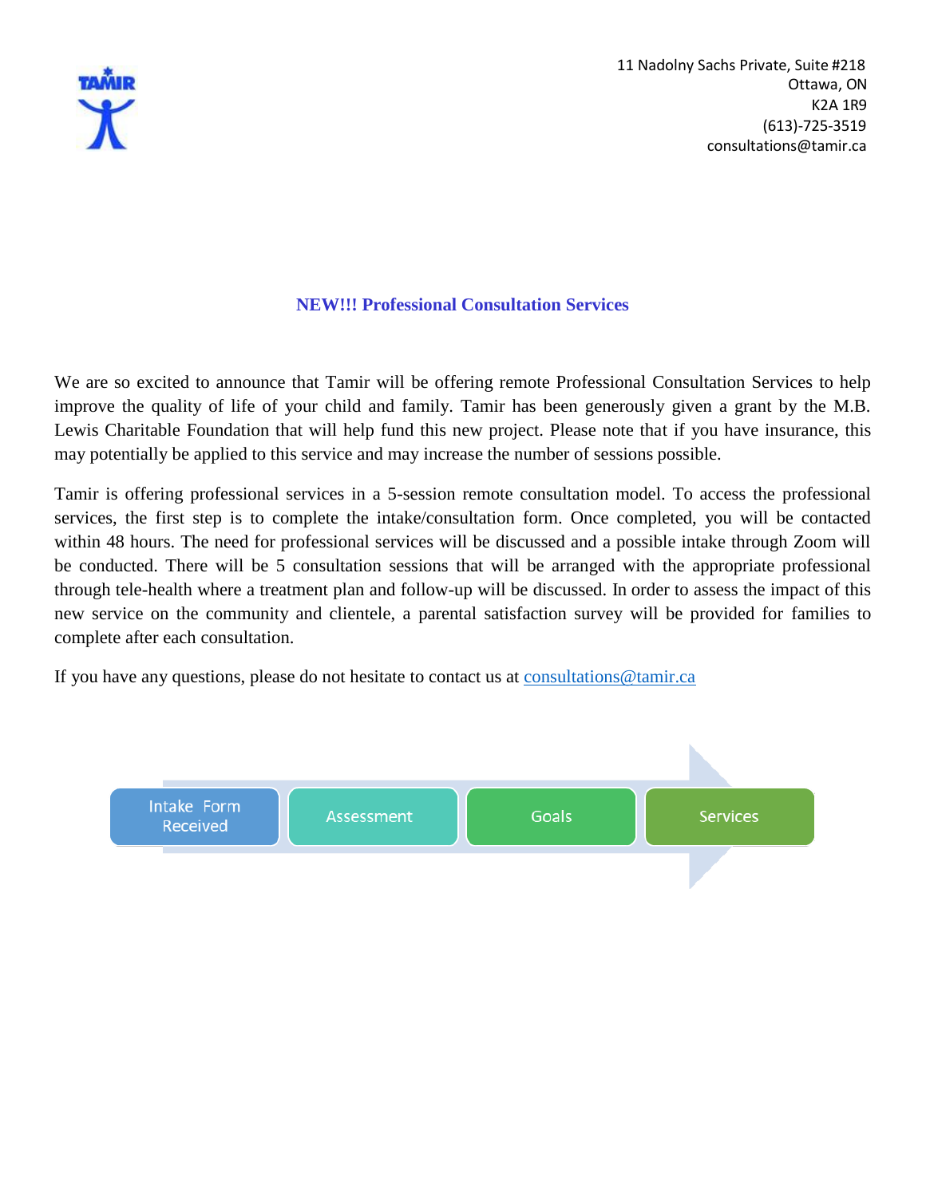TAMIR

11 Nadolny Sachs Private, Suite #218
Ottawa, ON
K2A 1R9
(613)-725-3519
consultations@tamir.ca

## NEW!!! Professional Consultation Services

We are so excited to announce that Tamir will be offering remote Professional Consultation Services to help improve the quality of life of your child and family. Tamir has been generously given a grant by the M.B. Lewis Charitable Foundation that will help fund this new project. Please note that if you have insurance, this may potentially be applied to this service and may increase the number of sessions possible.

Tamir is offering professional services in a 5-session remote consultation model. To access the professional services, the first step is to complete the intake/consultation form. Once completed, you will be contacted within 48 hours. The need for professional services will be discussed and a possible intake through Zoom will be conducted. There will be 5 consultation sessions that will be arranged with the appropriate professional through tele-health where a treatment plan and follow-up will be discussed. In order to assess the impact of this new service on the community and clientele, a parental satisfaction survey will be provided for families to complete after each consultation.

If you have any questions, please do not hesitate to contact us at [consultations@tamir.ca](mailto:consultations@tamir.ca)

Intake Form Received → Assessment → Goals → Services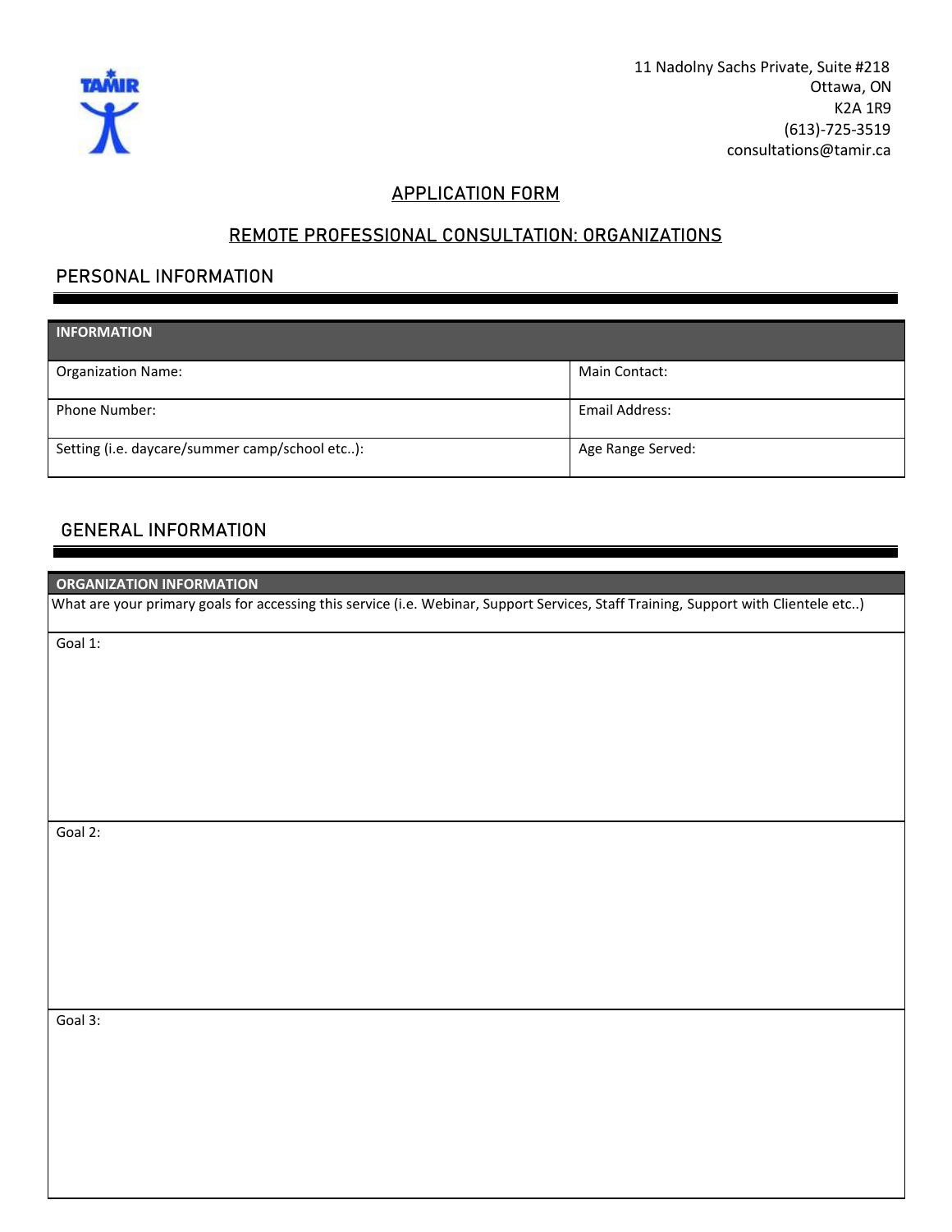11 Nadolny Sachs Private, Suite #218
Ottawa, ON
K2A 1R9
(613)-725-3519
consultations@tamir.ca

## APPLICATION FORM

## REMOTE PROFESSIONAL CONSULTATION: ORGANIZATIONS

### PERSONAL INFORMATION

| INFORMATION | |
|---|---|
| Organization Name: | Main Contact: |
| Phone Number: | Email Address: |
| Setting (i.e. daycare/summer camp/school etc..): | Age Range Served: |

### GENERAL INFORMATION

| ORGANIZATION INFORMATION |
|---|
| What are your primary goals for accessing this service (i.e. Webinar, Support Services, Staff Training, Support with Clientele etc..) |
| Goal 1: |
| Goal 2: |
| Goal 3: |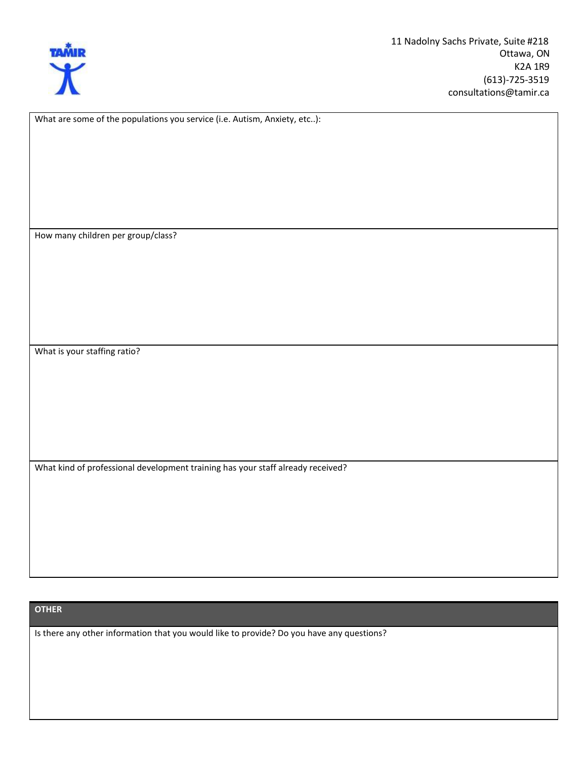11 Nadolny Sachs Private, Suite #218
Ottawa, ON
K2A 1R9
(613)-725-3519
consultations@tamir.ca

What are some of the populations you service (i.e. Autism, Anxiety, etc..):

How many children per group/class?

What is your staffing ratio?

What kind of professional development training has your staff already received?

**OTHER**

Is there any other information that you would like to provide? Do you have any questions?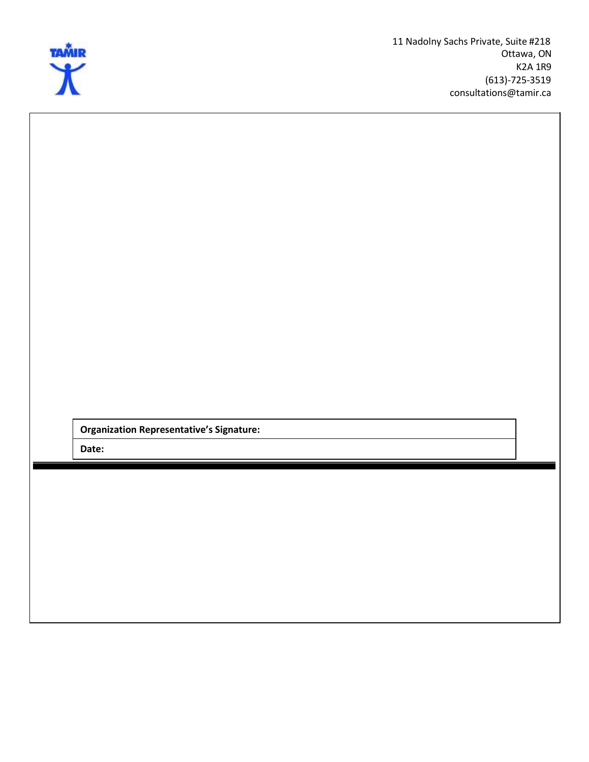11 Nadolny Sachs Private, Suite #218
Ottawa, ON
K2A 1R9
(613)-725-3519
consultations@tamir.ca

| | |
|---|---|
| **Organization Representative's Signature:** | |
| **Date:** | |